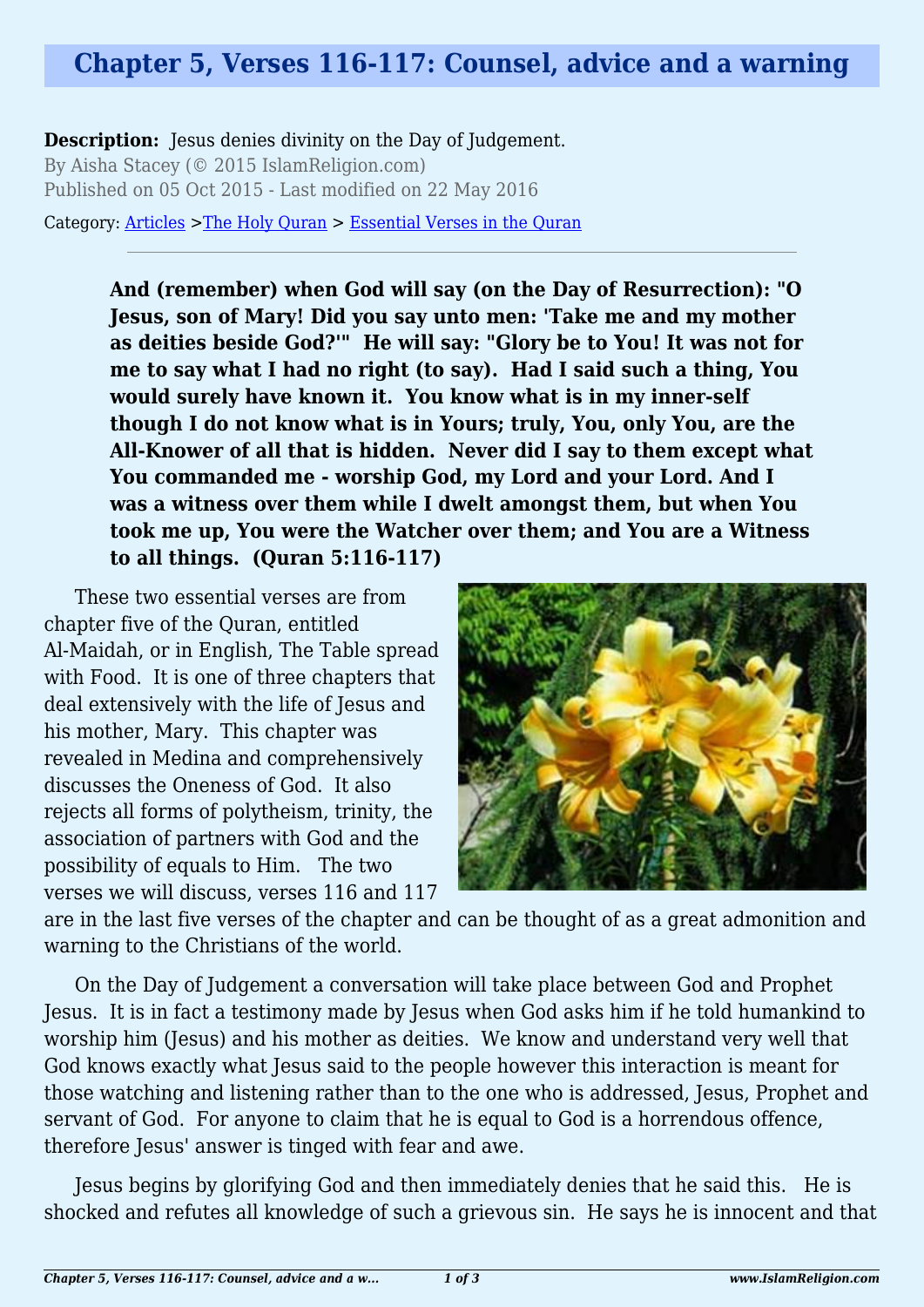# Chapter 5, Verses 116-117: Counsel, advice and a warning

**Description:** Jesus denies divinity on the Day of Judgement.

By Aisha Stacey (© 2015 IslamReligion.com)

Published on 05 Oct 2015 - Last modified on 22 May 2016

Category: Articles >The Holy Quran > Essential Verses in the Quran

---

> **And (remember) when God will say (on the Day of Resurrection): "O Jesus, son of Mary! Did you say unto men: 'Take me and my mother as deities beside God?'" He will say: "Glory be to You! It was not for me to say what I had no right (to say). Had I said such a thing, You would surely have known it. You know what is in my inner-self though I do not know what is in Yours; truly, You, only You, are the All-Knower of all that is hidden. Never did I say to them except what You commanded me - worship God, my Lord and your Lord. And I was a witness over them while I dwelt amongst them, but when You took me up, You were the Watcher over them; and You are a Witness to all things. (Quran 5:116-117)**

These two essential verses are from chapter five of the Quran, entitled Al-Maidah, or in English, The Table spread with Food. It is one of three chapters that deal extensively with the life of Jesus and his mother, Mary. This chapter was revealed in Medina and comprehensively discusses the Oneness of God. It also rejects all forms of polytheism, trinity, the association of partners with God and the possibility of equals to Him. The two verses we will discuss, verses 116 and 117 are in the last five verses of the chapter and can be thought of as a great admonition and warning to the Christians of the world.

On the Day of Judgement a conversation will take place between God and Prophet Jesus. It is in fact a testimony made by Jesus when God asks him if he told humankind to worship him (Jesus) and his mother as deities. We know and understand very well that God knows exactly what Jesus said to the people however this interaction is meant for those watching and listening rather than to the one who is addressed, Jesus, Prophet and servant of God. For anyone to claim that he is equal to God is a horrendous offence, therefore Jesus' answer is tinged with fear and awe.

Jesus begins by glorifying God and then immediately denies that he said this. He is shocked and refutes all knowledge of such a grievous sin. He says he is innocent and that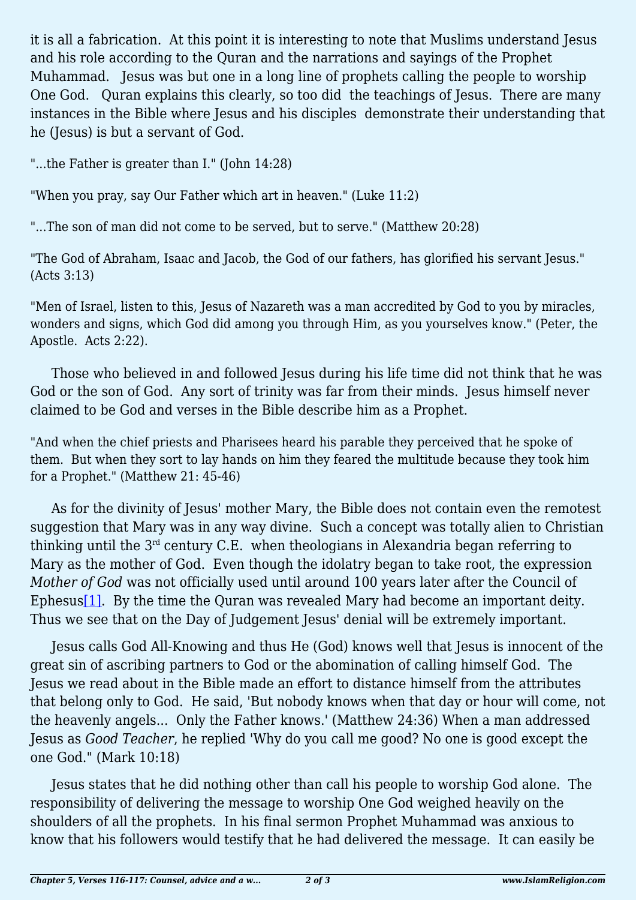it is all a fabrication. At this point it is interesting to note that Muslims understand Jesus and his role according to the Quran and the narrations and sayings of the Prophet Muhammad. Jesus was but one in a long line of prophets calling the people to worship One God. Quran explains this clearly, so too did the teachings of Jesus. There are many instances in the Bible where Jesus and his disciples demonstrate their understanding that he (Jesus) is but a servant of God.

"...the Father is greater than I." (John 14:28)

"When you pray, say Our Father which art in heaven." (Luke 11:2)

"...The son of man did not come to be served, but to serve." (Matthew 20:28)

"The God of Abraham, Isaac and Jacob, the God of our fathers, has glorified his servant Jesus." (Acts 3:13)

"Men of Israel, listen to this, Jesus of Nazareth was a man accredited by God to you by miracles, wonders and signs, which God did among you through Him, as you yourselves know." (Peter, the Apostle. Acts 2:22).

Those who believed in and followed Jesus during his life time did not think that he was God or the son of God. Any sort of trinity was far from their minds. Jesus himself never claimed to be God and verses in the Bible describe him as a Prophet.

"And when the chief priests and Pharisees heard his parable they perceived that he spoke of them. But when they sort to lay hands on him they feared the multitude because they took him for a Prophet." (Matthew 21: 45-46)

As for the divinity of Jesus' mother Mary, the Bible does not contain even the remotest suggestion that Mary was in any way divine. Such a concept was totally alien to Christian thinking until the 3rd century C.E. when theologians in Alexandria began referring to Mary as the mother of God. Even though the idolatry began to take root, the expression *Mother of God* was not officially used until around 100 years later after the Council of Ephesus[1]. By the time the Quran was revealed Mary had become an important deity. Thus we see that on the Day of Judgement Jesus' denial will be extremely important.

Jesus calls God All-Knowing and thus He (God) knows well that Jesus is innocent of the great sin of ascribing partners to God or the abomination of calling himself God. The Jesus we read about in the Bible made an effort to distance himself from the attributes that belong only to God. He said, 'But nobody knows when that day or hour will come, not the heavenly angels... Only the Father knows.' (Matthew 24:36) When a man addressed Jesus as *Good Teacher*, he replied 'Why do you call me good? No one is good except the one God." (Mark 10:18)

Jesus states that he did nothing other than call his people to worship God alone. The responsibility of delivering the message to worship One God weighed heavily on the shoulders of all the prophets. In his final sermon Prophet Muhammad was anxious to know that his followers would testify that he had delivered the message. It can easily be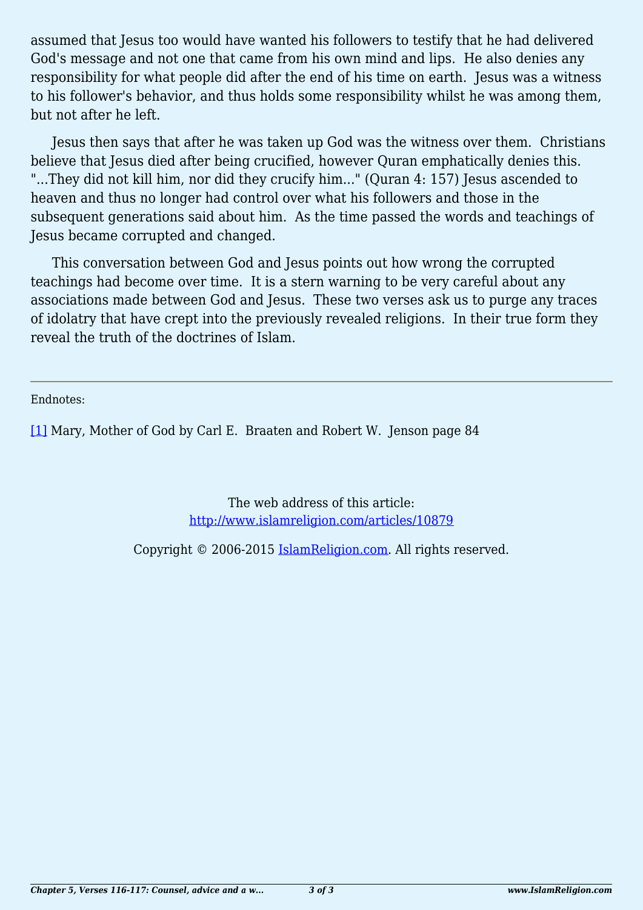assumed that Jesus too would have wanted his followers to testify that he had delivered God's message and not one that came from his own mind and lips. He also denies any responsibility for what people did after the end of his time on earth. Jesus was a witness to his follower's behavior, and thus holds some responsibility whilst he was among them, but not after he left.

Jesus then says that after he was taken up God was the witness over them. Christians believe that Jesus died after being crucified, however Quran emphatically denies this. "...They did not kill him, nor did they crucify him..." (Quran 4: 157) Jesus ascended to heaven and thus no longer had control over what his followers and those in the subsequent generations said about him. As the time passed the words and teachings of Jesus became corrupted and changed.

This conversation between God and Jesus points out how wrong the corrupted teachings had become over time. It is a stern warning to be very careful about any associations made between God and Jesus. These two verses ask us to purge any traces of idolatry that have crept into the previously revealed religions. In their true form they reveal the truth of the doctrines of Islam.

---

Endnotes:

[1] Mary, Mother of God by Carl E. Braaten and Robert W. Jenson page 84

The web address of this article:
http://www.islamreligion.com/articles/10879

Copyright © 2006-2015 IslamReligion.com. All rights reserved.